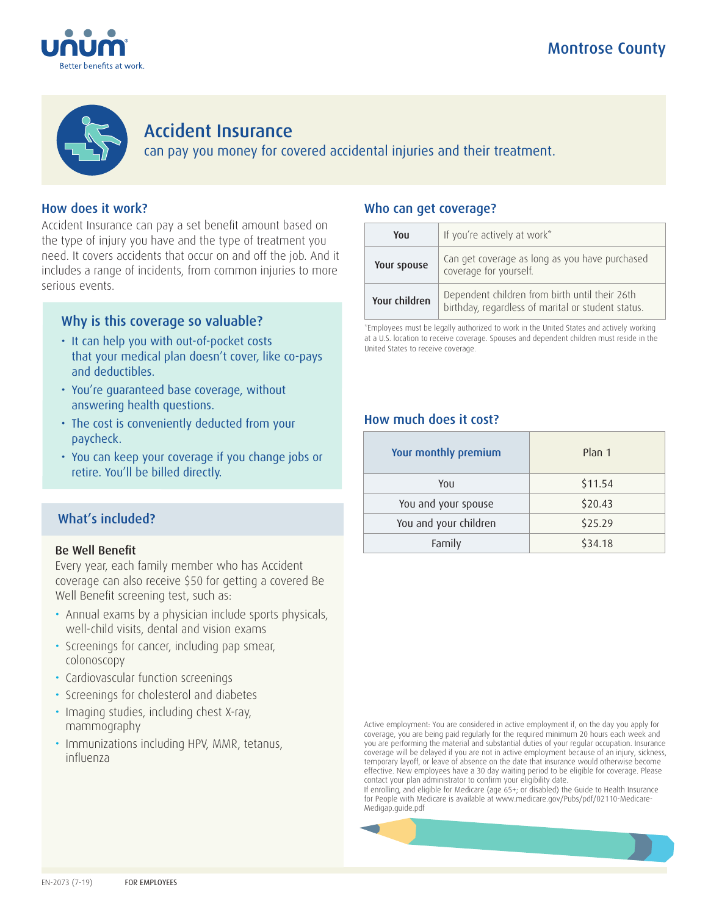Montrose County

# Accident Insurance

can pay you money for covered accidental injuries and their treatment.

## How does it work?

Accident Insurance can pay a set benefit amount based on the type of injury you have and the type of treatment you need. It covers accidents that occur on and off the job. And it includes a range of incidents, from common injuries to more serious events.

### Why is this coverage so valuable?

- It can help you with out-of-pocket costs that your medical plan doesn't cover, like co-pays and deductibles.
- You're guaranteed base coverage, without answering health questions.
- The cost is conveniently deducted from your paycheck.
- You can keep your coverage if you change jobs or retire. You'll be billed directly.

## What's included?

### Be Well Benefit

Every year, each family member who has Accident coverage can also receive $50 for getting a covered Be Well Benefit screening test, such as:

- Annual exams by a physician include sports physicals, well-child visits, dental and vision exams
- Screenings for cancer, including pap smear, colonoscopy
- Cardiovascular function screenings
- Screenings for cholesterol and diabetes
- Imaging studies, including chest X-ray, mammography
- Immunizations including HPV, MMR, tetanus, influenza

## Who can get coverage?

| | |
|---|---|
| **You** | If you're actively at work* |
| **Your spouse** | Can get coverage as long as you have purchased coverage for yourself. |
| **Your children** | Dependent children from birth until their 26th birthday, regardless of marital or student status. |

*Employees must be legally authorized to work in the United States and actively working at a U.S. location to receive coverage. Spouses and dependent children must reside in the United States to receive coverage.

## How much does it cost?

| Your monthly premium | Plan 1 |
|---|---|
| You | $11.54 |
| You and your spouse | $20.43 |
| You and your children | $25.29 |
| Family | $34.18 |

Active employment: You are considered in active employment if, on the day you apply for coverage, you are being paid regularly for the required minimum 20 hours each week and you are performing the material and substantial duties of your regular occupation. Insurance coverage will be delayed if you are not in active employment because of an injury, sickness, temporary layoff, or leave of absence on the date that insurance would otherwise become effective. New employees have a 30 day waiting period to be eligible for coverage. Please contact your plan administrator to confirm your eligibility date.
If enrolling, and eligible for Medicare (age 65+; or disabled) the Guide to Health Insurance for People with Medicare is available at www.medicare.gov/Pubs/pdf/02110-Medicare-Medigap.guide.pdf

EN-2073 (7-19) FOR EMPLOYEES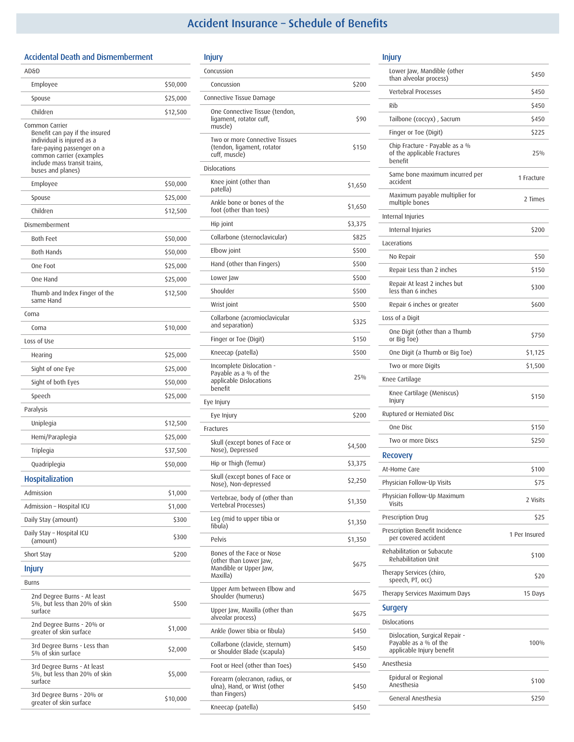# Accident Insurance – Schedule of Benefits

## Accidental Death and Dismemberment

| AD&D | |
|---|---|
| Employee | $50,000 |
| Spouse | $25,000 |
| Children | $12,500 |
| **Common Carrier** Benefit can pay if the insured individual is injured as a fare-paying passenger on a common carrier (examples include mass transit trains, buses and planes) | |
| Employee | $50,000 |
| Spouse | $25,000 |
| Children | $12,500 |
| **Dismemberment** | |
| Both Feet | $50,000 |
| Both Hands | $50,000 |
| One Foot | $25,000 |
| One Hand | $25,000 |
| Thumb and Index Finger of the same Hand | $12,500 |
| **Coma** | |
| Coma | $10,000 |
| **Loss of Use** | |
| Hearing | $25,000 |
| Sight of one Eye | $25,000 |
| Sight of both Eyes | $50,000 |
| Speech | $25,000 |
| **Paralysis** | |
| Uniplegia | $12,500 |
| Hemi/Paraplegia | $25,000 |
| Triplegia | $37,500 |
| Quadriplegia | $50,000 |

## Hospitalization

| | |
|---|---|
| Admission | $1,000 |
| Admission – Hospital ICU | $1,000 |
| Daily Stay (amount) | $300 |
| Daily Stay – Hospital ICU (amount) | $300 |
| Short Stay | $200 |

## Injury

| Burns | |
|---|---|
| 2nd Degree Burns - At least 5%, but less than 20% of skin surface | $500 |
| 2nd Degree Burns - 20% or greater of skin surface | $1,000 |
| 3rd Degree Burns - Less than 5% of skin surface | $2,000 |
| 3rd Degree Burns - At least 5%, but less than 20% of skin surface | $5,000 |
| 3rd Degree Burns - 20% or greater of skin surface | $10,000 |
| **Concussion** | |
| Concussion | $200 |
| **Connective Tissue Damage** | |
| One Connective Tissue (tendon, ligament, rotator cuff, muscle) | $90 |
| Two or more Connective Tissues (tendon, ligament, rotator cuff, muscle) | $150 |
| **Dislocations** | |
| Knee joint (other than patella) | $1,650 |
| Ankle bone or bones of the foot (other than toes) | $1,650 |
| Hip joint | $3,375 |
| Collarbone (sternoclavicular) | $825 |
| Elbow joint | $500 |
| Hand (other than Fingers) | $500 |
| Lower Jaw | $500 |
| Shoulder | $500 |
| Wrist joint | $500 |
| Collarbone (acromioclavicular and separation) | $325 |
| Finger or Toe (Digit) | $150 |
| Kneecap (patella) | $500 |
| Incomplete Dislocation - Payable as a % of the applicable Dislocations benefit | 25% |
| **Eye Injury** | |
| Eye Injury | $200 |
| **Fractures** | |
| Skull (except bones of Face or Nose), Depressed | $4,500 |
| Hip or Thigh (femur) | $3,375 |
| Skull (except bones of Face or Nose), Non-depressed | $2,250 |
| Vertebrae, body of (other than Vertebral Processes) | $1,350 |
| Leg (mid to upper tibia or fibula) | $1,350 |
| Pelvis | $1,350 |
| Bones of the Face or Nose (other than Lower Jaw, Mandible or Upper Jaw, Maxilla) | $675 |
| Upper Arm between Elbow and Shoulder (humerus) | $675 |
| Upper Jaw, Maxilla (other than alveolar process) | $675 |
| Ankle (lower tibia or fibula) | $450 |
| Collarbone (clavicle, sternum) or Shoulder Blade (scapula) | $450 |
| Foot or Heel (other than Toes) | $450 |
| Forearm (olecranon, radius, or ulna), Hand, or Wrist (other than Fingers) | $450 |
| Kneecap (patella) | $450 |
| Lower Jaw, Mandible (other than alveolar process) | $450 |
| Vertebral Processes | $450 |
| Rib | $450 |
| Tailbone (coccyx), Sacrum | $450 |
| Finger or Toe (Digit) | $225 |
| Chip Fracture - Payable as a % of the applicable Fractures benefit | 25% |
| Same bone maximum incurred per accident | 1 Fracture |
| Maximum payable multiplier for multiple bones | 2 Times |
| **Internal Injuries** | |
| Internal Injuries | $200 |
| **Lacerations** | |
| No Repair | $50 |
| Repair Less than 2 inches | $150 |
| Repair At least 2 inches but less than 6 inches | $300 |
| Repair 6 inches or greater | $600 |
| **Loss of a Digit** | |
| One Digit (other than a Thumb or Big Toe) | $750 |
| One Digit (a Thumb or Big Toe) | $1,125 |
| Two or more Digits | $1,500 |
| **Knee Cartilage** | |
| Knee Cartilage (Meniscus) Injury | $150 |
| **Ruptured or Herniated Disc** | |
| One Disc | $150 |
| Two or more Discs | $250 |

## Recovery

| | |
|---|---|
| At-Home Care | $100 |
| Physician Follow-Up Visits | $75 |
| Physician Follow-Up Maximum Visits | 2 Visits |
| Prescription Drug | $25 |
| Prescription Benefit Incidence per covered accident | 1 Per Insured |
| Rehabilitation or Subacute Rehabilitation Unit | $100 |
| Therapy Services (chiro, speech, PT, occ) | $20 |
| Therapy Services Maximum Days | 15 Days |

## Surgery

| Dislocations | |
|---|---|
| Dislocation, Surgical Repair - Payable as a % of the applicable Injury benefit | 100% |
| **Anesthesia** | |
| Epidural or Regional Anesthesia | $100 |
| General Anesthesia | $250 |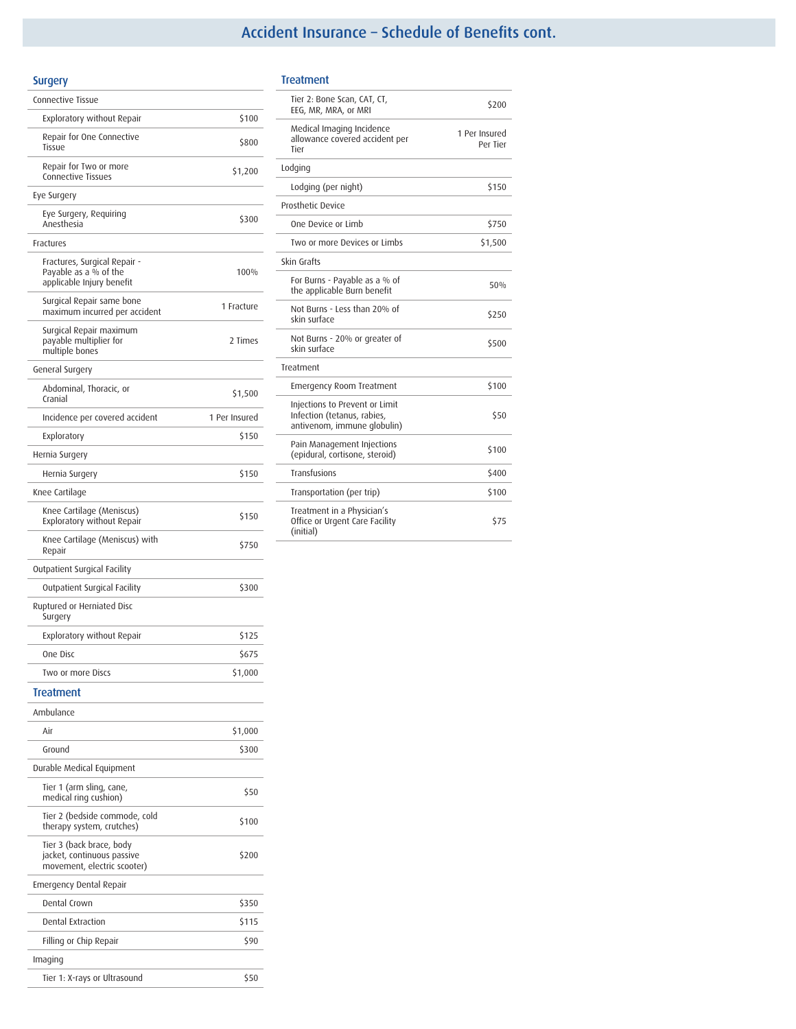# Accident Insurance – Schedule of Benefits cont.

## Surgery

| Connective Tissue | |
|---|---|
| Exploratory without Repair | $100 |
| Repair for One Connective Tissue | $800 |
| Repair for Two or more Connective Tissues | $1,200 |
| **Eye Surgery** | |
| Eye Surgery, Requiring Anesthesia | $300 |
| **Fractures** | |
| Fractures, Surgical Repair - Payable as a % of the applicable Injury benefit | 100% |
| Surgical Repair same bone maximum incurred per accident | 1 Fracture |
| Surgical Repair maximum payable multiplier for multiple bones | 2 Times |
| **General Surgery** | |
| Abdominal, Thoracic, or Cranial | $1,500 |
| Incidence per covered accident | 1 Per Insured |
| Exploratory | $150 |
| **Hernia Surgery** | |
| Hernia Surgery | $150 |
| **Knee Cartilage** | |
| Knee Cartilage (Meniscus) Exploratory without Repair | $150 |
| Knee Cartilage (Meniscus) with Repair | $750 |
| **Outpatient Surgical Facility** | |
| Outpatient Surgical Facility | $300 |
| **Ruptured or Herniated Disc Surgery** | |
| Exploratory without Repair | $125 |
| One Disc | $675 |
| Two or more Discs | $1,000 |

## Treatment

| Ambulance | |
|---|---|
| Air | $1,000 |
| Ground | $300 |
| **Durable Medical Equipment** | |
| Tier 1 (arm sling, cane, medical ring cushion) | $50 |
| Tier 2 (bedside commode, cold therapy system, crutches) | $100 |
| Tier 3 (back brace, body jacket, continuous passive movement, electric scooter) | $200 |
| **Emergency Dental Repair** | |
| Dental Crown | $350 |
| Dental Extraction | $115 |
| Filling or Chip Repair | $90 |
| **Imaging** | |
| Tier 1: X-rays or Ultrasound | $50 |
| Tier 2: Bone Scan, CAT, CT, EEG, MR, MRA, or MRI | $200 |
| Medical Imaging Incidence allowance covered accident per Tier | 1 Per Insured Per Tier |
| **Lodging** | |
| Lodging (per night) | $150 |
| **Prosthetic Device** | |
| One Device or Limb | $750 |
| Two or more Devices or Limbs | $1,500 |
| **Skin Grafts** | |
| For Burns - Payable as a % of the applicable Burn benefit | 50% |
| Not Burns - Less than 20% of skin surface | $250 |
| Not Burns - 20% or greater of skin surface | $500 |
| **Treatment** | |
| Emergency Room Treatment | $100 |
| Injections to Prevent or Limit Infection (tetanus, rabies, antivenom, immune globulin) | $50 |
| Pain Management Injections (epidural, cortisone, steroid) | $100 |
| Transfusions | $400 |
| Transportation (per trip) | $100 |
| Treatment in a Physician's Office or Urgent Care Facility (initial) | $75 |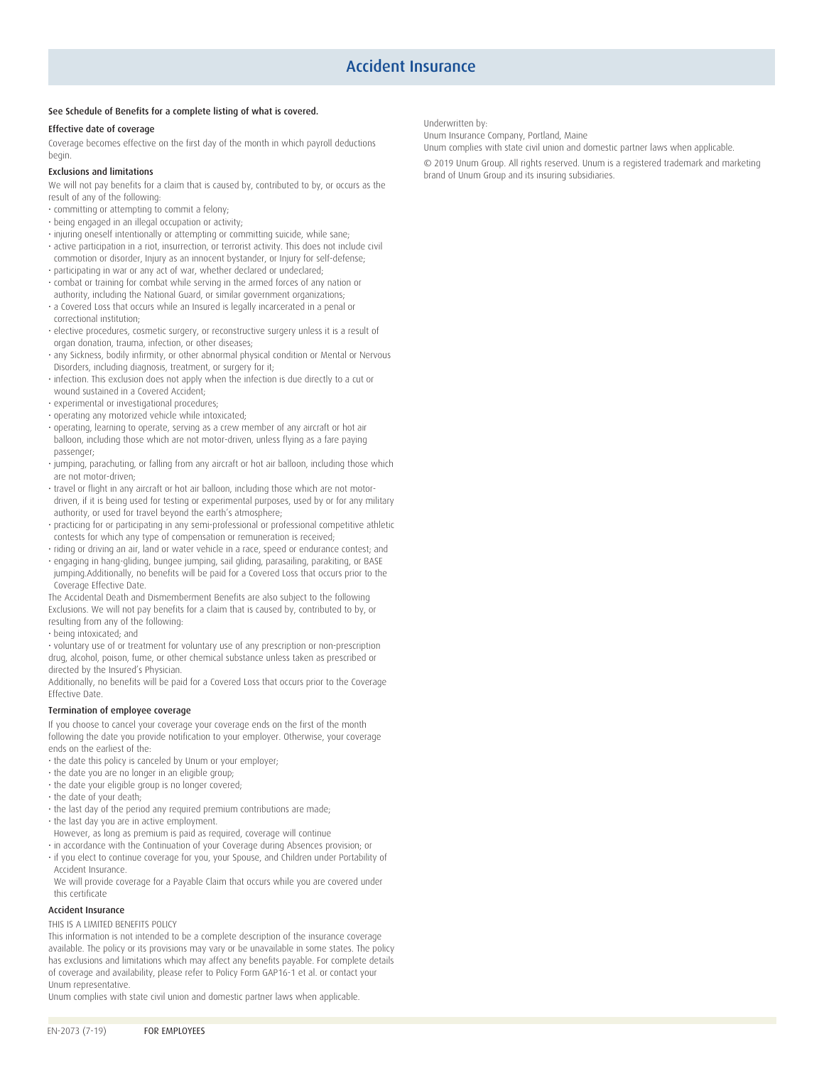# Accident Insurance

**See Schedule of Benefits for a complete listing of what is covered.**

### Effective date of coverage

Coverage becomes effective on the first day of the month in which payroll deductions begin.

### Exclusions and limitations

We will not pay benefits for a claim that is caused by, contributed to by, or occurs as the result of any of the following:

- committing or attempting to commit a felony;
- being engaged in an illegal occupation or activity;
- injuring oneself intentionally or attempting or committing suicide, while sane;
- active participation in a riot, insurrection, or terrorist activity. This does not include civil commotion or disorder, Injury as an innocent bystander, or Injury for self-defense;
- participating in war or any act of war, whether declared or undeclared;
- combat or training for combat while serving in the armed forces of any nation or authority, including the National Guard, or similar government organizations;
- a Covered Loss that occurs while an Insured is legally incarcerated in a penal or correctional institution;
- elective procedures, cosmetic surgery, or reconstructive surgery unless it is a result of organ donation, trauma, infection, or other diseases;
- any Sickness, bodily infirmity, or other abnormal physical condition or Mental or Nervous Disorders, including diagnosis, treatment, or surgery for it;
- infection. This exclusion does not apply when the infection is due directly to a cut or wound sustained in a Covered Accident;
- experimental or investigational procedures;
- operating any motorized vehicle while intoxicated;
- operating, learning to operate, serving as a crew member of any aircraft or hot air balloon, including those which are not motor-driven, unless flying as a fare paying passenger;
- jumping, parachuting, or falling from any aircraft or hot air balloon, including those which are not motor-driven;
- travel or flight in any aircraft or hot air balloon, including those which are not motor-driven, if it is being used for testing or experimental purposes, used by or for any military authority, or used for travel beyond the earth's atmosphere;
- practicing for or participating in any semi-professional or professional competitive athletic contests for which any type of compensation or remuneration is received;
- riding or driving an air, land or water vehicle in a race, speed or endurance contest; and
- engaging in hang-gliding, bungee jumping, sail gliding, parasailing, parakiting, or BASE jumping.Additionally, no benefits will be paid for a Covered Loss that occurs prior to the Coverage Effective Date.

The Accidental Death and Dismemberment Benefits are also subject to the following Exclusions. We will not pay benefits for a claim that is caused by, contributed to by, or resulting from any of the following:

- being intoxicated; and
- voluntary use of or treatment for voluntary use of any prescription or non-prescription drug, alcohol, poison, fume, or other chemical substance unless taken as prescribed or directed by the Insured's Physician.

Additionally, no benefits will be paid for a Covered Loss that occurs prior to the Coverage Effective Date.

### Termination of employee coverage

If you choose to cancel your coverage your coverage ends on the first of the month following the date you provide notification to your employer. Otherwise, your coverage ends on the earliest of the:

- the date this policy is canceled by Unum or your employer;
- the date you are no longer in an eligible group;
- the date your eligible group is no longer covered;
- the date of your death;
- the last day of the period any required premium contributions are made;
- the last day you are in active employment.

  However, as long as premium is paid as required, coverage will continue
- in accordance with the Continuation of your Coverage during Absences provision; or
- if you elect to continue coverage for you, your Spouse, and Children under Portability of Accident Insurance.

  We will provide coverage for a Payable Claim that occurs while you are covered under this certificate

### Accident Insurance

THIS IS A LIMITED BENEFITS POLICY

This information is not intended to be a complete description of the insurance coverage available. The policy or its provisions may vary or be unavailable in some states. The policy has exclusions and limitations which may affect any benefits payable. For complete details of coverage and availability, please refer to Policy Form GAP16-1 et al. or contact your Unum representative.

Unum complies with state civil union and domestic partner laws when applicable.

Underwritten by:
Unum Insurance Company, Portland, Maine
Unum complies with state civil union and domestic partner laws when applicable.

© 2019 Unum Group. All rights reserved. Unum is a registered trademark and marketing brand of Unum Group and its insuring subsidiaries.

EN-2073 (7-19) FOR EMPLOYEES